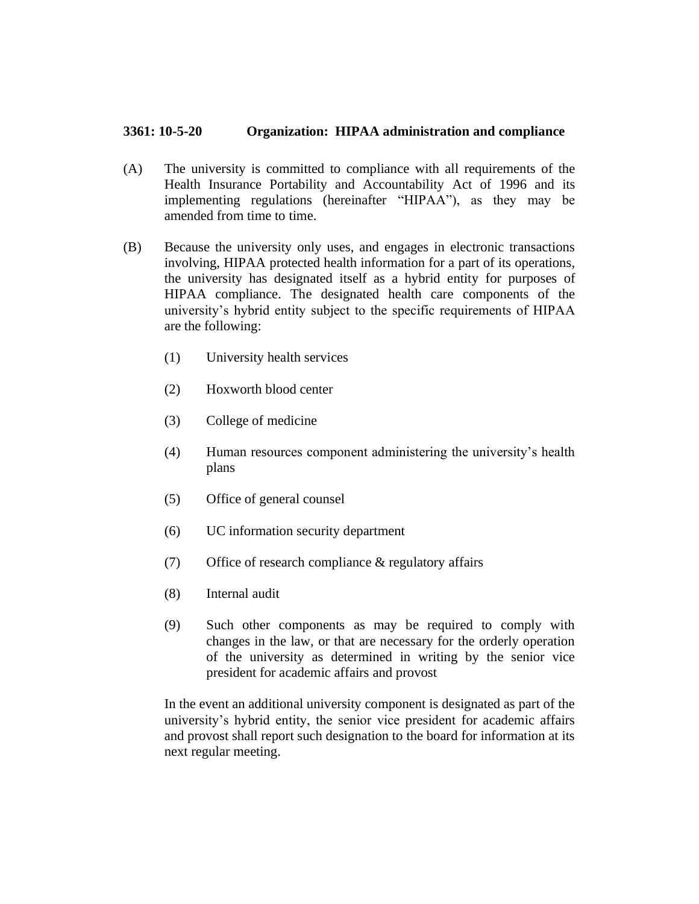**3361: 10-5-20 Organization: HIPAA administration and compliance**

(A) The university is committed to compliance with all requirements of the Health Insurance Portability and Accountability Act of 1996 and its implementing regulations (hereinafter "HIPAA"), as they may be amended from time to time.

(B) Because the university only uses, and engages in electronic transactions involving, HIPAA protected health information for a part of its operations, the university has designated itself as a hybrid entity for purposes of HIPAA compliance. The designated health care components of the university's hybrid entity subject to the specific requirements of HIPAA are the following:

(1) University health services

(2) Hoxworth blood center

(3) College of medicine

(4) Human resources component administering the university's health plans

(5) Office of general counsel

(6) UC information security department

(7) Office of research compliance & regulatory affairs

(8) Internal audit

(9) Such other components as may be required to comply with changes in the law, or that are necessary for the orderly operation of the university as determined in writing by the senior vice president for academic affairs and provost

In the event an additional university component is designated as part of the university's hybrid entity, the senior vice president for academic affairs and provost shall report such designation to the board for information at its next regular meeting.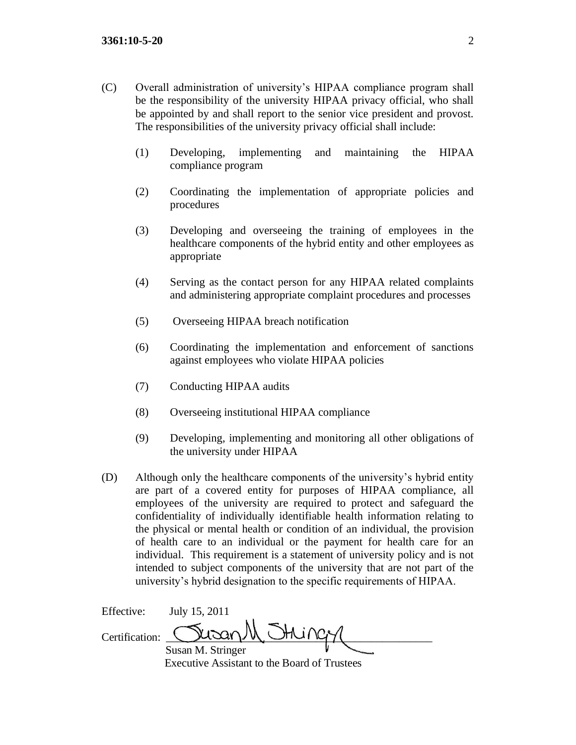(C) Overall administration of university's HIPAA compliance program shall be the responsibility of the university HIPAA privacy official, who shall be appointed by and shall report to the senior vice president and provost. The responsibilities of the university privacy official shall include:

(1) Developing, implementing and maintaining the HIPAA compliance program

(2) Coordinating the implementation of appropriate policies and procedures

(3) Developing and overseeing the training of employees in the healthcare components of the hybrid entity and other employees as appropriate

(4) Serving as the contact person for any HIPAA related complaints and administering appropriate complaint procedures and processes

(5) Overseeing HIPAA breach notification

(6) Coordinating the implementation and enforcement of sanctions against employees who violate HIPAA policies

(7) Conducting HIPAA audits

(8) Overseeing institutional HIPAA compliance

(9) Developing, implementing and monitoring all other obligations of the university under HIPAA

(D) Although only the healthcare components of the university's hybrid entity are part of a covered entity for purposes of HIPAA compliance, all employees of the university are required to protect and safeguard the confidentiality of individually identifiable health information relating to the physical or mental health or condition of an individual, the provision of health care to an individual or the payment for health care for an individual. This requirement is a statement of university policy and is not intended to subject components of the university that are not part of the university's hybrid designation to the specific requirements of HIPAA.

Effective: July 15, 2011

Certification: Susan M. Stringer

Susan M. Stringer
Executive Assistant to the Board of Trustees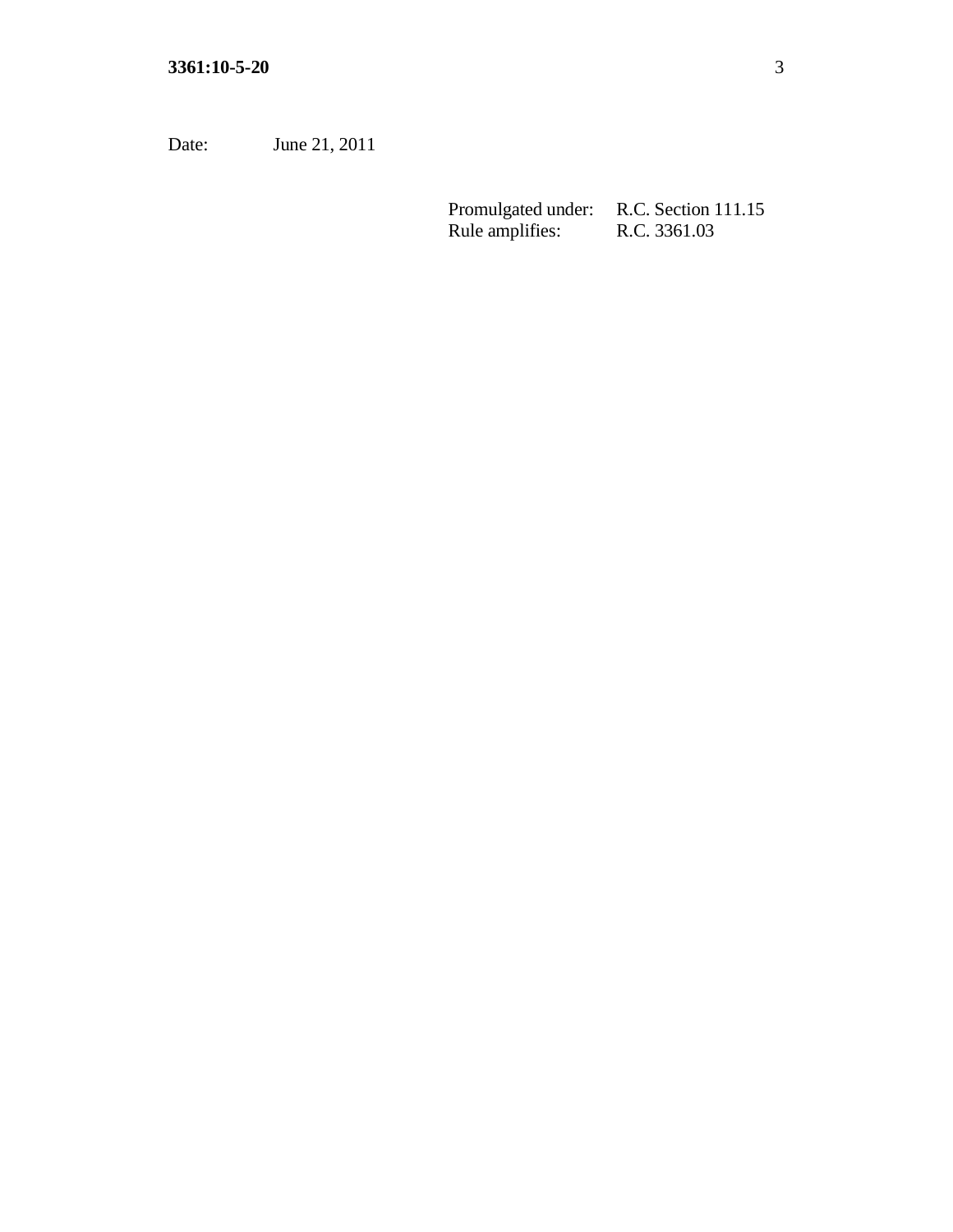Date: June 21, 2011

| | |
|---|---|
| Promulgated under: | R.C. Section 111.15 |
| Rule amplifies: | R.C. 3361.03 |